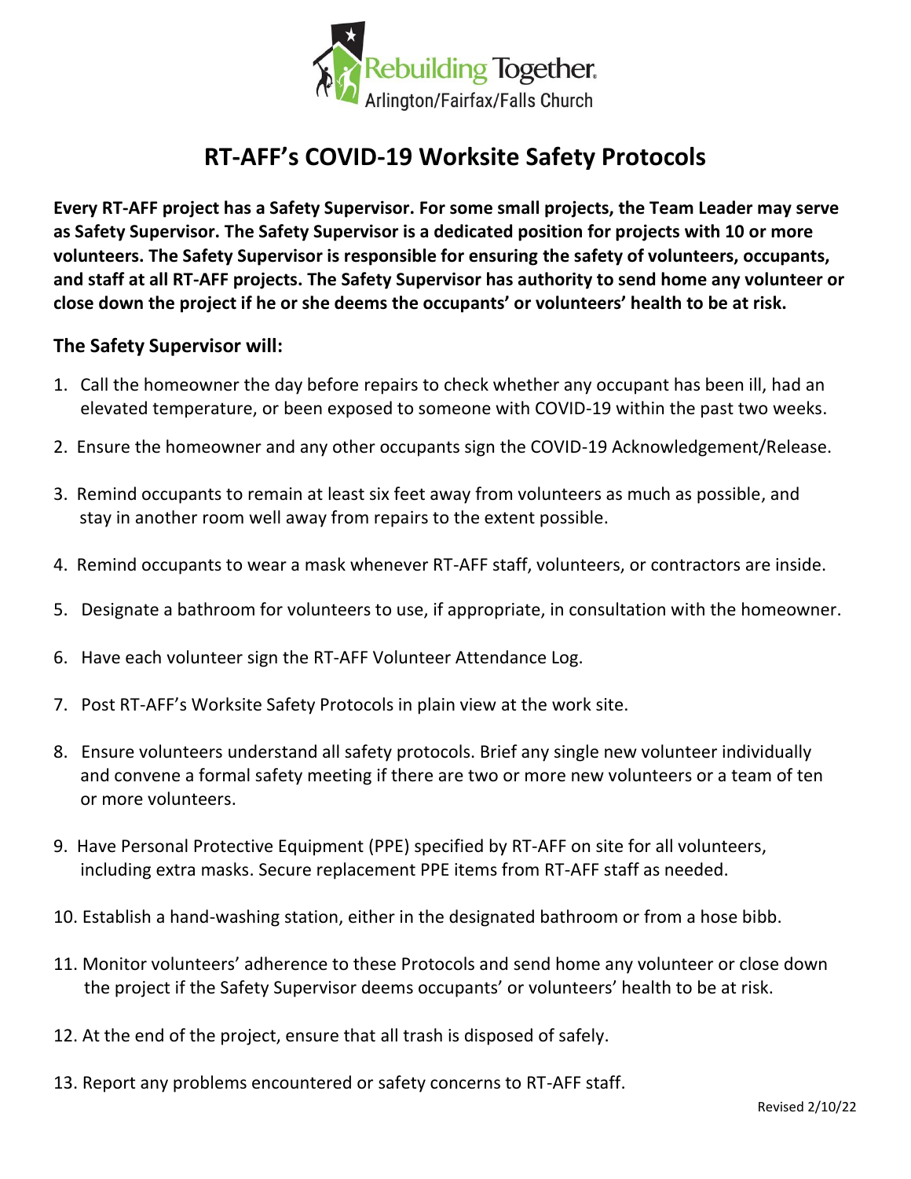Rebuilding Together
Arlington/Fairfax/Falls Church

# RT-AFF's COVID-19 Worksite Safety Protocols

**Every RT-AFF project has a Safety Supervisor. For some small projects, the Team Leader may serve as Safety Supervisor. The Safety Supervisor is a dedicated position for projects with 10 or more volunteers. The Safety Supervisor is responsible for ensuring the safety of volunteers, occupants, and staff at all RT-AFF projects. The Safety Supervisor has authority to send home any volunteer or close down the project if he or she deems the occupants' or volunteers' health to be at risk.**

## The Safety Supervisor will:

1. Call the homeowner the day before repairs to check whether any occupant has been ill, had an elevated temperature, or been exposed to someone with COVID-19 within the past two weeks.
2. Ensure the homeowner and any other occupants sign the COVID-19 Acknowledgement/Release.
3. Remind occupants to remain at least six feet away from volunteers as much as possible, and stay in another room well away from repairs to the extent possible.
4. Remind occupants to wear a mask whenever RT-AFF staff, volunteers, or contractors are inside.
5. Designate a bathroom for volunteers to use, if appropriate, in consultation with the homeowner.
6. Have each volunteer sign the RT-AFF Volunteer Attendance Log.
7. Post RT-AFF's Worksite Safety Protocols in plain view at the work site.
8. Ensure volunteers understand all safety protocols. Brief any single new volunteer individually and convene a formal safety meeting if there are two or more new volunteers or a team of ten or more volunteers.
9. Have Personal Protective Equipment (PPE) specified by RT-AFF on site for all volunteers, including extra masks. Secure replacement PPE items from RT-AFF staff as needed.
10. Establish a hand-washing station, either in the designated bathroom or from a hose bibb.
11. Monitor volunteers' adherence to these Protocols and send home any volunteer or close down the project if the Safety Supervisor deems occupants' or volunteers' health to be at risk.
12. At the end of the project, ensure that all trash is disposed of safely.
13. Report any problems encountered or safety concerns to RT-AFF staff.

Revised 2/10/22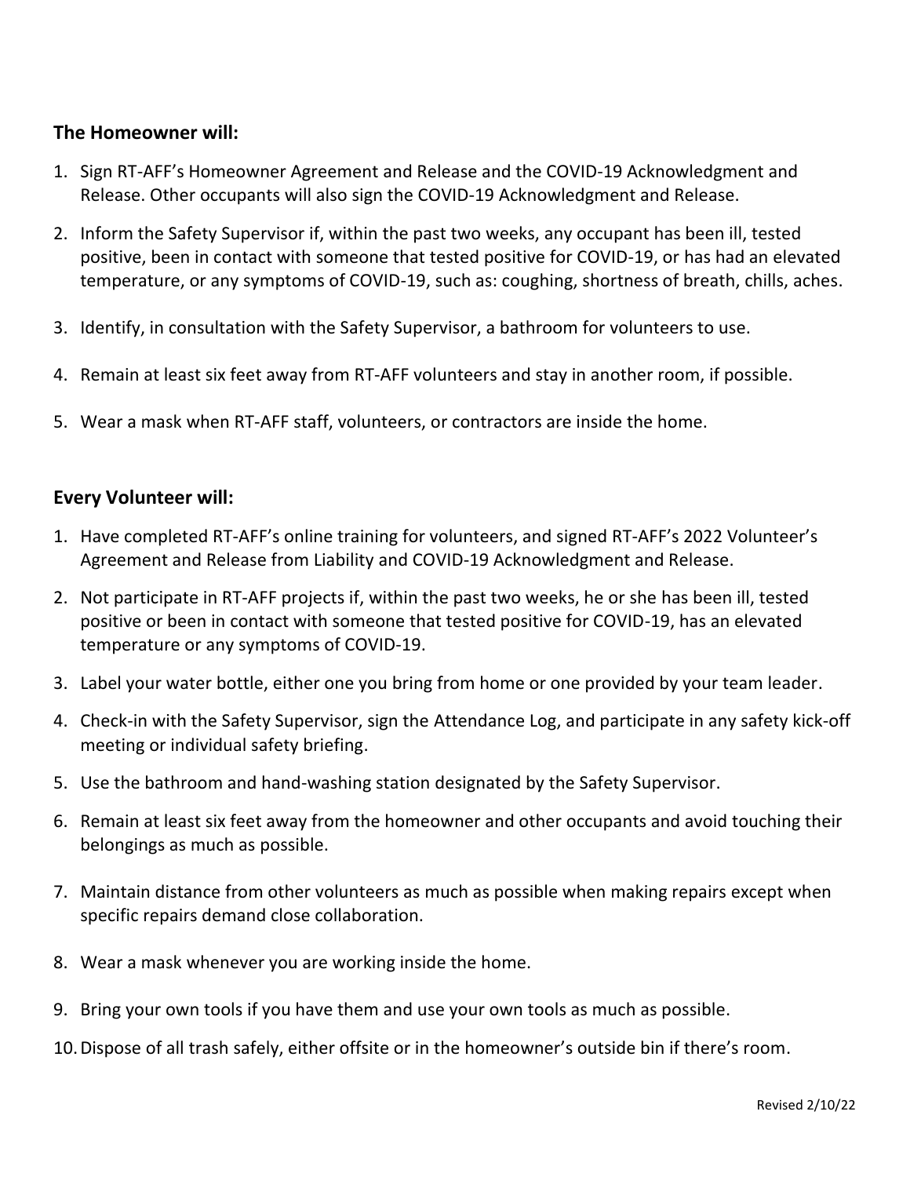**The Homeowner will:**

1. Sign RT-AFF's Homeowner Agreement and Release and the COVID-19 Acknowledgment and Release. Other occupants will also sign the COVID-19 Acknowledgment and Release.
2. Inform the Safety Supervisor if, within the past two weeks, any occupant has been ill, tested positive, been in contact with someone that tested positive for COVID-19, or has had an elevated temperature, or any symptoms of COVID-19, such as: coughing, shortness of breath, chills, aches.
3. Identify, in consultation with the Safety Supervisor, a bathroom for volunteers to use.
4. Remain at least six feet away from RT-AFF volunteers and stay in another room, if possible.
5. Wear a mask when RT-AFF staff, volunteers, or contractors are inside the home.

**Every Volunteer will:**

1. Have completed RT-AFF's online training for volunteers, and signed RT-AFF's 2022 Volunteer's Agreement and Release from Liability and COVID-19 Acknowledgment and Release.
2. Not participate in RT-AFF projects if, within the past two weeks, he or she has been ill, tested positive or been in contact with someone that tested positive for COVID-19, has an elevated temperature or any symptoms of COVID-19.
3. Label your water bottle, either one you bring from home or one provided by your team leader.
4. Check-in with the Safety Supervisor, sign the Attendance Log, and participate in any safety kick-off meeting or individual safety briefing.
5. Use the bathroom and hand-washing station designated by the Safety Supervisor.
6. Remain at least six feet away from the homeowner and other occupants and avoid touching their belongings as much as possible.
7. Maintain distance from other volunteers as much as possible when making repairs except when specific repairs demand close collaboration.
8. Wear a mask whenever you are working inside the home.
9. Bring your own tools if you have them and use your own tools as much as possible.
10. Dispose of all trash safely, either offsite or in the homeowner's outside bin if there's room.

Revised 2/10/22